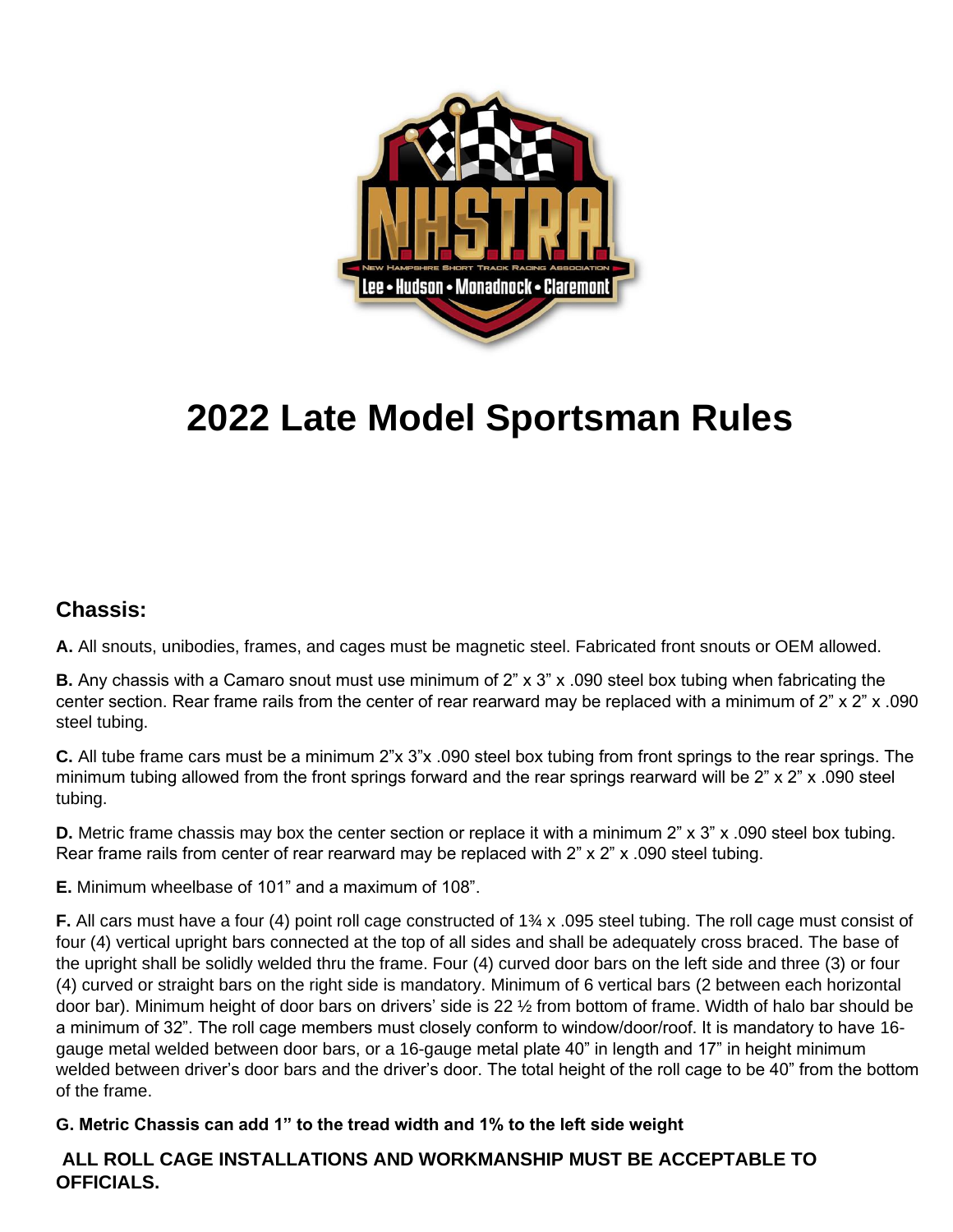# 2022 Late Model Sportsman Rules

## Chassis:

**A.** All snouts, unibodies, frames, and cages must be magnetic steel. Fabricated front snouts or OEM allowed.

**B.** Any chassis with a Camaro snout must use minimum of 2" x 3" x .090 steel box tubing when fabricating the center section. Rear frame rails from the center of rear rearward may be replaced with a minimum of 2" x 2" x .090 steel tubing.

**C.** All tube frame cars must be a minimum 2"x 3"x .090 steel box tubing from front springs to the rear springs. The minimum tubing allowed from the front springs forward and the rear springs rearward will be 2" x 2" x .090 steel tubing.

**D.** Metric frame chassis may box the center section or replace it with a minimum 2" x 3" x .090 steel box tubing. Rear frame rails from center of rear rearward may be replaced with 2" x 2" x .090 steel tubing.

**E.** Minimum wheelbase of 101" and a maximum of 108".

**F.** All cars must have a four (4) point roll cage constructed of 1¾ x .095 steel tubing. The roll cage must consist of four (4) vertical upright bars connected at the top of all sides and shall be adequately cross braced. The base of the upright shall be solidly welded thru the frame. Four (4) curved door bars on the left side and three (3) or four (4) curved or straight bars on the right side is mandatory. Minimum of 6 vertical bars (2 between each horizontal door bar). Minimum height of door bars on drivers' side is 22 ½ from bottom of frame. Width of halo bar should be a minimum of 32". The roll cage members must closely conform to window/door/roof. It is mandatory to have 16-gauge metal welded between door bars, or a 16-gauge metal plate 40" in length and 17" in height minimum welded between driver's door bars and the driver's door. The total height of the roll cage to be 40" from the bottom of the frame.

**G. Metric Chassis can add 1" to the tread width and 1% to the left side weight**

**ALL ROLL CAGE INSTALLATIONS AND WORKMANSHIP MUST BE ACCEPTABLE TO OFFICIALS.**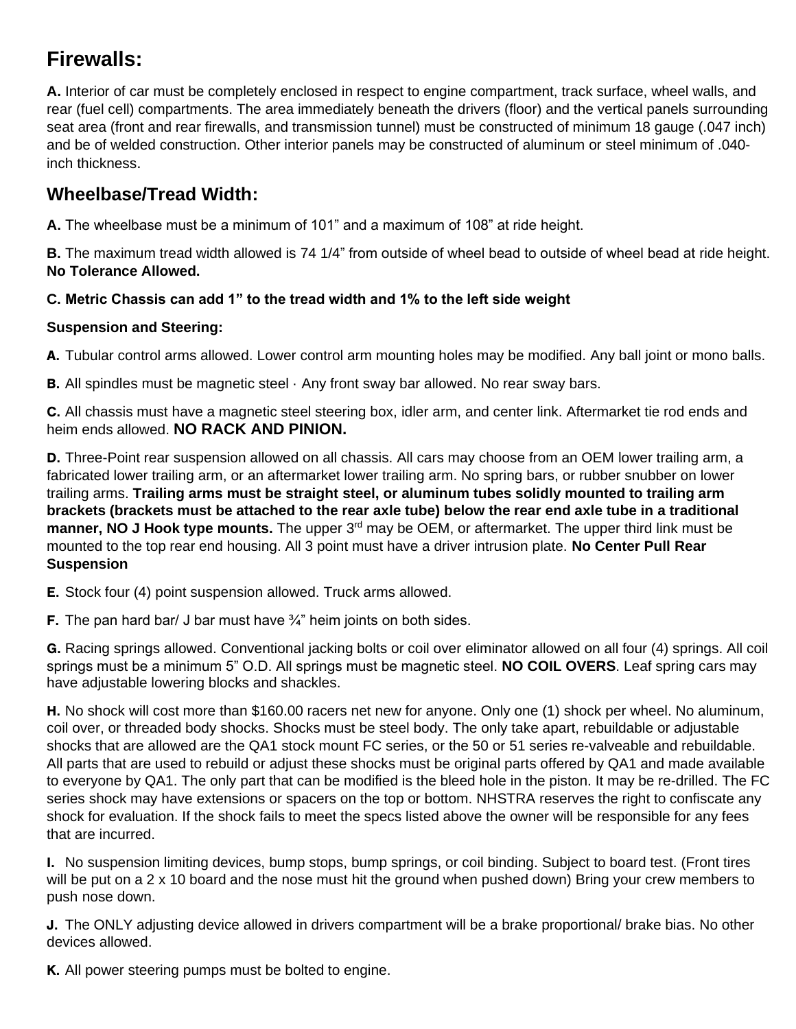## Firewalls:

**A.** Interior of car must be completely enclosed in respect to engine compartment, track surface, wheel walls, and rear (fuel cell) compartments. The area immediately beneath the drivers (floor) and the vertical panels surrounding seat area (front and rear firewalls, and transmission tunnel) must be constructed of minimum 18 gauge (.047 inch) and be of welded construction. Other interior panels may be constructed of aluminum or steel minimum of .040-inch thickness.

## Wheelbase/Tread Width:

**A.** The wheelbase must be a minimum of 101" and a maximum of 108" at ride height.

**B.** The maximum tread width allowed is 74 1/4" from outside of wheel bead to outside of wheel bead at ride height. **No Tolerance Allowed.**

**C. Metric Chassis can add 1" to the tread width and 1% to the left side weight**

**Suspension and Steering:**

**A.** Tubular control arms allowed. Lower control arm mounting holes may be modified. Any ball joint or mono balls.

**B.** All spindles must be magnetic steel · Any front sway bar allowed. No rear sway bars.

**C.** All chassis must have a magnetic steel steering box, idler arm, and center link. Aftermarket tie rod ends and heim ends allowed. **NO RACK AND PINION.**

**D.** Three-Point rear suspension allowed on all chassis. All cars may choose from an OEM lower trailing arm, a fabricated lower trailing arm, or an aftermarket lower trailing arm. No spring bars, or rubber snubber on lower trailing arms. **Trailing arms must be straight steel, or aluminum tubes solidly mounted to trailing arm brackets (brackets must be attached to the rear axle tube) below the rear end axle tube in a traditional manner, NO J Hook type mounts.** The upper 3rd may be OEM, or aftermarket. The upper third link must be mounted to the top rear end housing. All 3 point must have a driver intrusion plate. **No Center Pull Rear Suspension**

**E.** Stock four (4) point suspension allowed. Truck arms allowed.

**F.** The pan hard bar/ J bar must have ¾" heim joints on both sides.

**G.** Racing springs allowed. Conventional jacking bolts or coil over eliminator allowed on all four (4) springs. All coil springs must be a minimum 5" O.D. All springs must be magnetic steel. **NO COIL OVERS**. Leaf spring cars may have adjustable lowering blocks and shackles.

**H.** No shock will cost more than $160.00 racers net new for anyone. Only one (1) shock per wheel. No aluminum, coil over, or threaded body shocks. Shocks must be steel body. The only take apart, rebuildable or adjustable shocks that are allowed are the QA1 stock mount FC series, or the 50 or 51 series re-valveable and rebuildable. All parts that are used to rebuild or adjust these shocks must be original parts offered by QA1 and made available to everyone by QA1. The only part that can be modified is the bleed hole in the piston. It may be re-drilled. The FC series shock may have extensions or spacers on the top or bottom. NHSTRA reserves the right to confiscate any shock for evaluation. If the shock fails to meet the specs listed above the owner will be responsible for any fees that are incurred.

**I.** No suspension limiting devices, bump stops, bump springs, or coil binding. Subject to board test. (Front tires will be put on a 2 x 10 board and the nose must hit the ground when pushed down) Bring your crew members to push nose down.

**J.** The ONLY adjusting device allowed in drivers compartment will be a brake proportional/ brake bias. No other devices allowed.

**K.** All power steering pumps must be bolted to engine.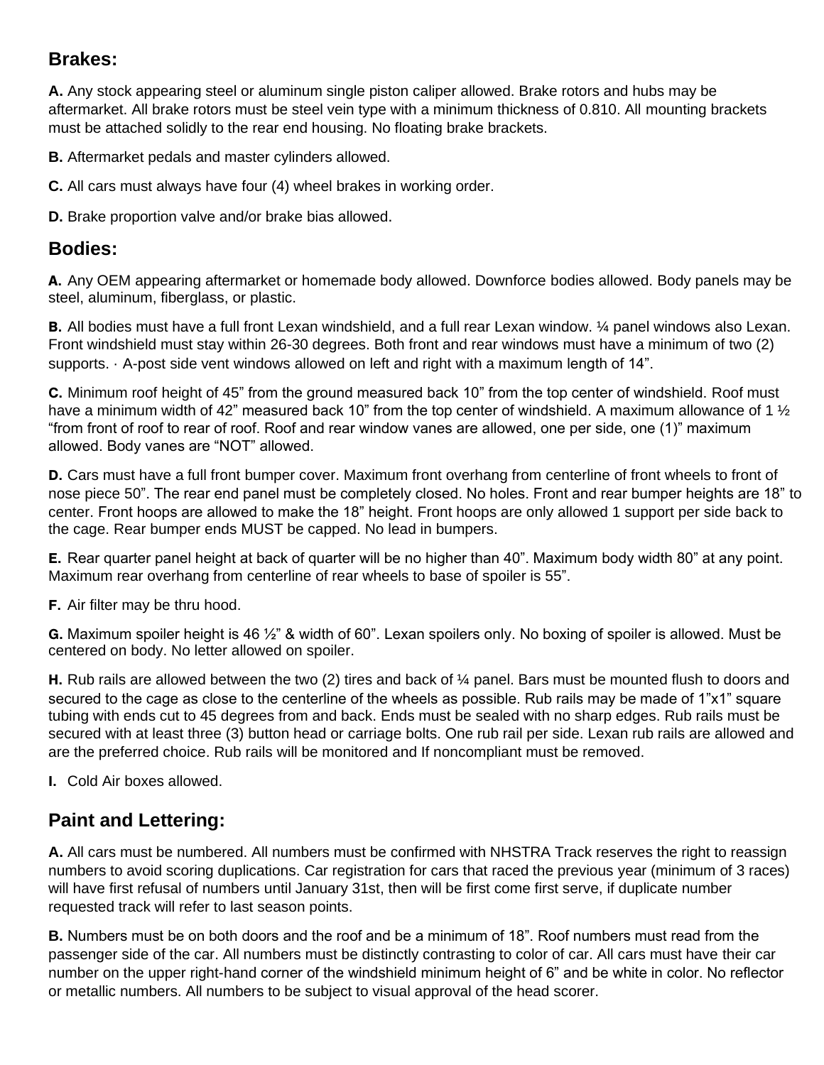## Brakes:

**A.** Any stock appearing steel or aluminum single piston caliper allowed. Brake rotors and hubs may be aftermarket. All brake rotors must be steel vein type with a minimum thickness of 0.810. All mounting brackets must be attached solidly to the rear end housing. No floating brake brackets.

**B.** Aftermarket pedals and master cylinders allowed.

**C.** All cars must always have four (4) wheel brakes in working order.

**D.** Brake proportion valve and/or brake bias allowed.

## Bodies:

**A.** Any OEM appearing aftermarket or homemade body allowed. Downforce bodies allowed. Body panels may be steel, aluminum, fiberglass, or plastic.

**B.** All bodies must have a full front Lexan windshield, and a full rear Lexan window. ¼ panel windows also Lexan. Front windshield must stay within 26-30 degrees. Both front and rear windows must have a minimum of two (2) supports. · A-post side vent windows allowed on left and right with a maximum length of 14".

**C.** Minimum roof height of 45" from the ground measured back 10" from the top center of windshield. Roof must have a minimum width of 42" measured back 10" from the top center of windshield. A maximum allowance of 1 ½ "from front of roof to rear of roof. Roof and rear window vanes are allowed, one per side, one (1)" maximum allowed. Body vanes are "NOT" allowed.

**D.** Cars must have a full front bumper cover. Maximum front overhang from centerline of front wheels to front of nose piece 50". The rear end panel must be completely closed. No holes. Front and rear bumper heights are 18" to center. Front hoops are allowed to make the 18" height. Front hoops are only allowed 1 support per side back to the cage. Rear bumper ends MUST be capped. No lead in bumpers.

**E.** Rear quarter panel height at back of quarter will be no higher than 40". Maximum body width 80" at any point. Maximum rear overhang from centerline of rear wheels to base of spoiler is 55".

**F.** Air filter may be thru hood.

**G.** Maximum spoiler height is 46 ½" & width of 60". Lexan spoilers only. No boxing of spoiler is allowed. Must be centered on body. No letter allowed on spoiler.

**H.** Rub rails are allowed between the two (2) tires and back of ¼ panel. Bars must be mounted flush to doors and secured to the cage as close to the centerline of the wheels as possible. Rub rails may be made of 1"x1" square tubing with ends cut to 45 degrees from and back. Ends must be sealed with no sharp edges. Rub rails must be secured with at least three (3) button head or carriage bolts. One rub rail per side. Lexan rub rails are allowed and are the preferred choice. Rub rails will be monitored and If noncompliant must be removed.

**I.** Cold Air boxes allowed.

## Paint and Lettering:

**A.** All cars must be numbered. All numbers must be confirmed with NHSTRA Track reserves the right to reassign numbers to avoid scoring duplications. Car registration for cars that raced the previous year (minimum of 3 races) will have first refusal of numbers until January 31st, then will be first come first serve, if duplicate number requested track will refer to last season points.

**B.** Numbers must be on both doors and the roof and be a minimum of 18". Roof numbers must read from the passenger side of the car. All numbers must be distinctly contrasting to color of car. All cars must have their car number on the upper right-hand corner of the windshield minimum height of 6" and be white in color. No reflector or metallic numbers. All numbers to be subject to visual approval of the head scorer.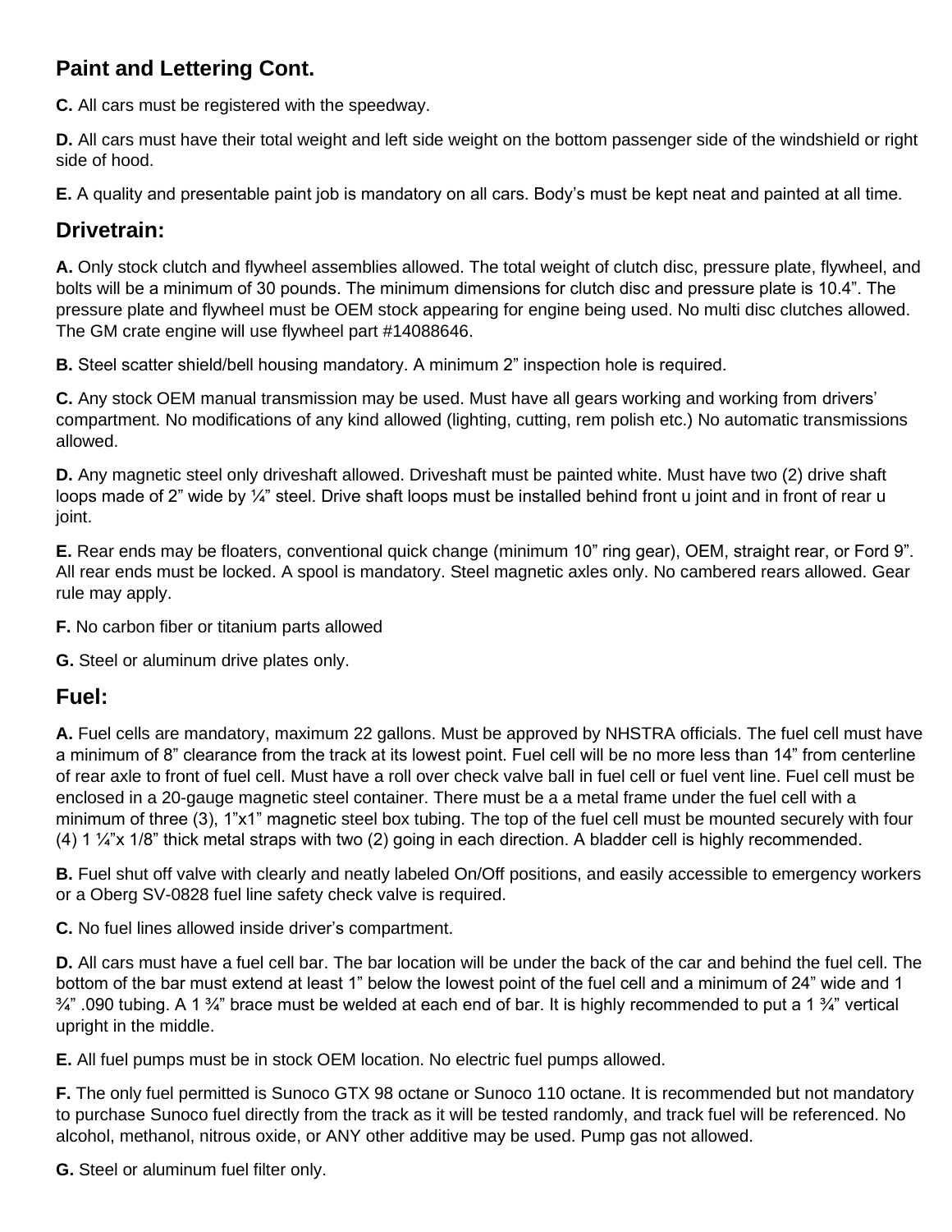## Paint and Lettering Cont.

**C.** All cars must be registered with the speedway.

**D.** All cars must have their total weight and left side weight on the bottom passenger side of the windshield or right side of hood.

**E.** A quality and presentable paint job is mandatory on all cars. Body's must be kept neat and painted at all time.

## Drivetrain:

**A.** Only stock clutch and flywheel assemblies allowed. The total weight of clutch disc, pressure plate, flywheel, and bolts will be a minimum of 30 pounds. The minimum dimensions for clutch disc and pressure plate is 10.4". The pressure plate and flywheel must be OEM stock appearing for engine being used. No multi disc clutches allowed. The GM crate engine will use flywheel part #14088646.

**B.** Steel scatter shield/bell housing mandatory. A minimum 2" inspection hole is required.

**C.** Any stock OEM manual transmission may be used. Must have all gears working and working from drivers' compartment. No modifications of any kind allowed (lighting, cutting, rem polish etc.) No automatic transmissions allowed.

**D.** Any magnetic steel only driveshaft allowed. Driveshaft must be painted white. Must have two (2) drive shaft loops made of 2" wide by ¼" steel. Drive shaft loops must be installed behind front u joint and in front of rear u joint.

**E.** Rear ends may be floaters, conventional quick change (minimum 10" ring gear), OEM, straight rear, or Ford 9". All rear ends must be locked. A spool is mandatory. Steel magnetic axles only. No cambered rears allowed. Gear rule may apply.

**F.** No carbon fiber or titanium parts allowed

**G.** Steel or aluminum drive plates only.

## Fuel:

**A.** Fuel cells are mandatory, maximum 22 gallons. Must be approved by NHSTRA officials. The fuel cell must have a minimum of 8" clearance from the track at its lowest point. Fuel cell will be no more less than 14" from centerline of rear axle to front of fuel cell. Must have a roll over check valve ball in fuel cell or fuel vent line. Fuel cell must be enclosed in a 20-gauge magnetic steel container. There must be a a metal frame under the fuel cell with a minimum of three (3), 1"x1" magnetic steel box tubing. The top of the fuel cell must be mounted securely with four (4) 1 ¼"x 1/8" thick metal straps with two (2) going in each direction. A bladder cell is highly recommended.

**B.** Fuel shut off valve with clearly and neatly labeled On/Off positions, and easily accessible to emergency workers or a Oberg SV-0828 fuel line safety check valve is required.

**C.** No fuel lines allowed inside driver's compartment.

**D.** All cars must have a fuel cell bar. The bar location will be under the back of the car and behind the fuel cell. The bottom of the bar must extend at least 1" below the lowest point of the fuel cell and a minimum of 24" wide and 1 ¾" .090 tubing. A 1 ¾" brace must be welded at each end of bar. It is highly recommended to put a 1 ¾" vertical upright in the middle.

**E.** All fuel pumps must be in stock OEM location. No electric fuel pumps allowed.

**F.** The only fuel permitted is Sunoco GTX 98 octane or Sunoco 110 octane. It is recommended but not mandatory to purchase Sunoco fuel directly from the track as it will be tested randomly, and track fuel will be referenced. No alcohol, methanol, nitrous oxide, or ANY other additive may be used. Pump gas not allowed.

**G.** Steel or aluminum fuel filter only.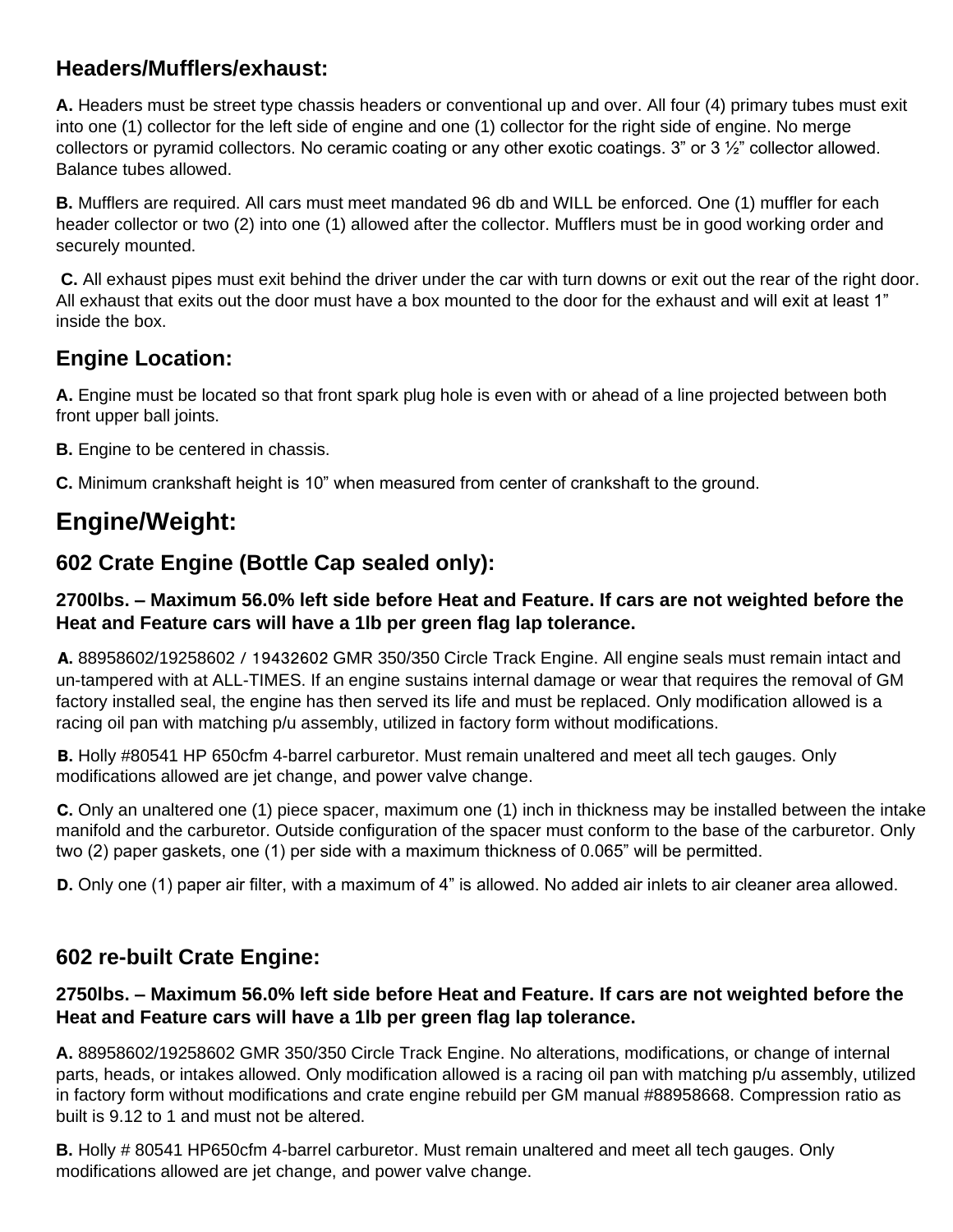## Headers/Mufflers/exhaust:

**A.** Headers must be street type chassis headers or conventional up and over. All four (4) primary tubes must exit into one (1) collector for the left side of engine and one (1) collector for the right side of engine. No merge collectors or pyramid collectors. No ceramic coating or any other exotic coatings. 3" or 3 ½" collector allowed. Balance tubes allowed.

**B.** Mufflers are required. All cars must meet mandated 96 db and WILL be enforced. One (1) muffler for each header collector or two (2) into one (1) allowed after the collector. Mufflers must be in good working order and securely mounted.

**C.** All exhaust pipes must exit behind the driver under the car with turn downs or exit out the rear of the right door. All exhaust that exits out the door must have a box mounted to the door for the exhaust and will exit at least 1" inside the box.

## Engine Location:

**A.** Engine must be located so that front spark plug hole is even with or ahead of a line projected between both front upper ball joints.

**B.** Engine to be centered in chassis.

**C.** Minimum crankshaft height is 10" when measured from center of crankshaft to the ground.

# Engine/Weight:

## 602 Crate Engine (Bottle Cap sealed only):

### 2700lbs. – Maximum 56.0% left side before Heat and Feature. If cars are not weighted before the Heat and Feature cars will have a 1lb per green flag lap tolerance.

**A.** 88958602/19258602 / 19432602 GMR 350/350 Circle Track Engine. All engine seals must remain intact and un-tampered with at ALL-TIMES. If an engine sustains internal damage or wear that requires the removal of GM factory installed seal, the engine has then served its life and must be replaced. Only modification allowed is a racing oil pan with matching p/u assembly, utilized in factory form without modifications.

**B.** Holly #80541 HP 650cfm 4-barrel carburetor. Must remain unaltered and meet all tech gauges. Only modifications allowed are jet change, and power valve change.

**C.** Only an unaltered one (1) piece spacer, maximum one (1) inch in thickness may be installed between the intake manifold and the carburetor. Outside configuration of the spacer must conform to the base of the carburetor. Only two (2) paper gaskets, one (1) per side with a maximum thickness of 0.065" will be permitted.

**D.** Only one (1) paper air filter, with a maximum of 4" is allowed. No added air inlets to air cleaner area allowed.

## 602 re-built Crate Engine:

### 2750lbs. – Maximum 56.0% left side before Heat and Feature. If cars are not weighted before the Heat and Feature cars will have a 1lb per green flag lap tolerance.

**A.** 88958602/19258602 GMR 350/350 Circle Track Engine. No alterations, modifications, or change of internal parts, heads, or intakes allowed. Only modification allowed is a racing oil pan with matching p/u assembly, utilized in factory form without modifications and crate engine rebuild per GM manual #88958668. Compression ratio as built is 9.12 to 1 and must not be altered.

**B.** Holly # 80541 HP650cfm 4-barrel carburetor. Must remain unaltered and meet all tech gauges. Only modifications allowed are jet change, and power valve change.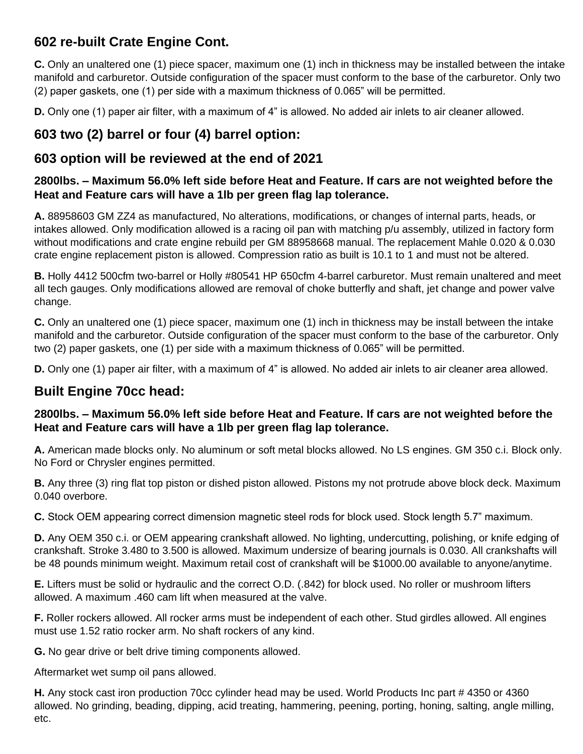## 602 re-built Crate Engine Cont.

**C.** Only an unaltered one (1) piece spacer, maximum one (1) inch in thickness may be installed between the intake manifold and carburetor. Outside configuration of the spacer must conform to the base of the carburetor. Only two (2) paper gaskets, one (1) per side with a maximum thickness of 0.065" will be permitted.

**D.** Only one (1) paper air filter, with a maximum of 4" is allowed. No added air inlets to air cleaner allowed.

## 603 two (2) barrel or four (4) barrel option:

## 603 option will be reviewed at the end of 2021

**2800lbs. – Maximum 56.0% left side before Heat and Feature. If cars are not weighted before the Heat and Feature cars will have a 1lb per green flag lap tolerance.**

**A.** 88958603 GM ZZ4 as manufactured, No alterations, modifications, or changes of internal parts, heads, or intakes allowed. Only modification allowed is a racing oil pan with matching p/u assembly, utilized in factory form without modifications and crate engine rebuild per GM 88958668 manual. The replacement Mahle 0.020 & 0.030 crate engine replacement piston is allowed. Compression ratio as built is 10.1 to 1 and must not be altered.

**B.** Holly 4412 500cfm two-barrel or Holly #80541 HP 650cfm 4-barrel carburetor. Must remain unaltered and meet all tech gauges. Only modifications allowed are removal of choke butterfly and shaft, jet change and power valve change.

**C.** Only an unaltered one (1) piece spacer, maximum one (1) inch in thickness may be install between the intake manifold and the carburetor. Outside configuration of the spacer must conform to the base of the carburetor. Only two (2) paper gaskets, one (1) per side with a maximum thickness of 0.065" will be permitted.

**D.** Only one (1) paper air filter, with a maximum of 4" is allowed. No added air inlets to air cleaner area allowed.

## Built Engine 70cc head:

**2800lbs. – Maximum 56.0% left side before Heat and Feature. If cars are not weighted before the Heat and Feature cars will have a 1lb per green flag lap tolerance.**

**A.** American made blocks only. No aluminum or soft metal blocks allowed. No LS engines. GM 350 c.i. Block only. No Ford or Chrysler engines permitted.

**B.** Any three (3) ring flat top piston or dished piston allowed. Pistons my not protrude above block deck. Maximum 0.040 overbore.

**C.** Stock OEM appearing correct dimension magnetic steel rods for block used. Stock length 5.7" maximum.

**D.** Any OEM 350 c.i. or OEM appearing crankshaft allowed. No lighting, undercutting, polishing, or knife edging of crankshaft. Stroke 3.480 to 3.500 is allowed. Maximum undersize of bearing journals is 0.030. All crankshafts will be 48 pounds minimum weight. Maximum retail cost of crankshaft will be $1000.00 available to anyone/anytime.

**E.** Lifters must be solid or hydraulic and the correct O.D. (.842) for block used. No roller or mushroom lifters allowed. A maximum .460 cam lift when measured at the valve.

**F.** Roller rockers allowed. All rocker arms must be independent of each other. Stud girdles allowed. All engines must use 1.52 ratio rocker arm. No shaft rockers of any kind.

**G.** No gear drive or belt drive timing components allowed.

Aftermarket wet sump oil pans allowed.

**H.** Any stock cast iron production 70cc cylinder head may be used. World Products Inc part # 4350 or 4360 allowed. No grinding, beading, dipping, acid treating, hammering, peening, porting, honing, salting, angle milling, etc.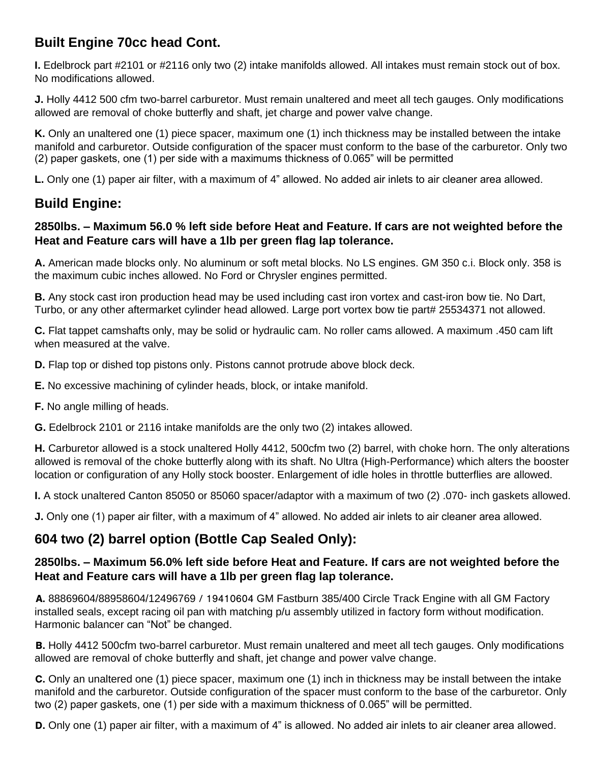## Built Engine 70cc head Cont.

**I.** Edelbrock part #2101 or #2116 only two (2) intake manifolds allowed. All intakes must remain stock out of box. No modifications allowed.

**J.** Holly 4412 500 cfm two-barrel carburetor. Must remain unaltered and meet all tech gauges. Only modifications allowed are removal of choke butterfly and shaft, jet charge and power valve change.

**K.** Only an unaltered one (1) piece spacer, maximum one (1) inch thickness may be installed between the intake manifold and carburetor. Outside configuration of the spacer must conform to the base of the carburetor. Only two (2) paper gaskets, one (1) per side with a maximums thickness of 0.065" will be permitted

**L.** Only one (1) paper air filter, with a maximum of 4" allowed. No added air inlets to air cleaner area allowed.

## Build Engine:

### 2850lbs. – Maximum 56.0 % left side before Heat and Feature. If cars are not weighted before the Heat and Feature cars will have a 1lb per green flag lap tolerance.

**A.** American made blocks only. No aluminum or soft metal blocks. No LS engines. GM 350 c.i. Block only. 358 is the maximum cubic inches allowed. No Ford or Chrysler engines permitted.

**B.** Any stock cast iron production head may be used including cast iron vortex and cast-iron bow tie. No Dart, Turbo, or any other aftermarket cylinder head allowed. Large port vortex bow tie part# 25534371 not allowed.

**C.** Flat tappet camshafts only, may be solid or hydraulic cam. No roller cams allowed. A maximum .450 cam lift when measured at the valve.

**D.** Flap top or dished top pistons only. Pistons cannot protrude above block deck.

**E.** No excessive machining of cylinder heads, block, or intake manifold.

**F.** No angle milling of heads.

**G.** Edelbrock 2101 or 2116 intake manifolds are the only two (2) intakes allowed.

**H.** Carburetor allowed is a stock unaltered Holly 4412, 500cfm two (2) barrel, with choke horn. The only alterations allowed is removal of the choke butterfly along with its shaft. No Ultra (High-Performance) which alters the booster location or configuration of any Holly stock booster. Enlargement of idle holes in throttle butterflies are allowed.

**I.** A stock unaltered Canton 85050 or 85060 spacer/adaptor with a maximum of two (2) .070- inch gaskets allowed.

**J.** Only one (1) paper air filter, with a maximum of 4" allowed. No added air inlets to air cleaner area allowed.

## 604 two (2) barrel option (Bottle Cap Sealed Only):

### 2850lbs. – Maximum 56.0% left side before Heat and Feature. If cars are not weighted before the Heat and Feature cars will have a 1lb per green flag lap tolerance.

**A.** 88869604/88958604/12496769 / 19410604 GM Fastburn 385/400 Circle Track Engine with all GM Factory installed seals, except racing oil pan with matching p/u assembly utilized in factory form without modification. Harmonic balancer can "Not" be changed.

**B.** Holly 4412 500cfm two-barrel carburetor. Must remain unaltered and meet all tech gauges. Only modifications allowed are removal of choke butterfly and shaft, jet change and power valve change.

**C.** Only an unaltered one (1) piece spacer, maximum one (1) inch in thickness may be install between the intake manifold and the carburetor. Outside configuration of the spacer must conform to the base of the carburetor. Only two (2) paper gaskets, one (1) per side with a maximum thickness of 0.065" will be permitted.

**D.** Only one (1) paper air filter, with a maximum of 4" is allowed. No added air inlets to air cleaner area allowed.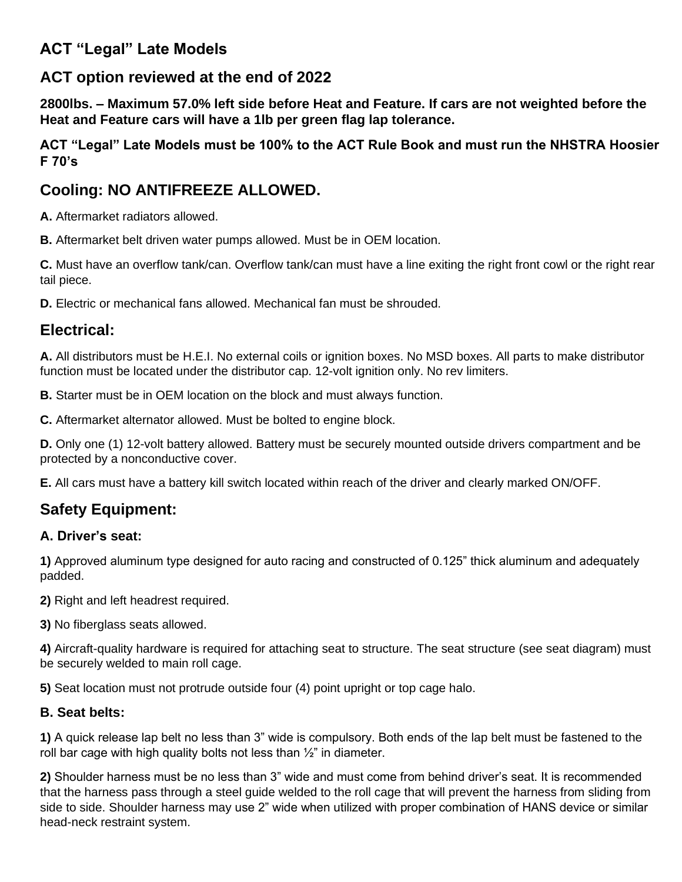## ACT “Legal” Late Models

## ACT option reviewed at the end of 2022

**2800lbs. – Maximum 57.0% left side before Heat and Feature. If cars are not weighted before the Heat and Feature cars will have a 1lb per green flag lap tolerance.**

**ACT “Legal” Late Models must be 100% to the ACT Rule Book and must run the NHSTRA Hoosier F 70’s**

## Cooling: NO ANTIFREEZE ALLOWED.

**A.** Aftermarket radiators allowed.

**B.** Aftermarket belt driven water pumps allowed. Must be in OEM location.

**C.** Must have an overflow tank/can. Overflow tank/can must have a line exiting the right front cowl or the right rear tail piece.

**D.** Electric or mechanical fans allowed. Mechanical fan must be shrouded.

## Electrical:

**A.** All distributors must be H.E.I. No external coils or ignition boxes. No MSD boxes. All parts to make distributor function must be located under the distributor cap. 12-volt ignition only. No rev limiters.

**B.** Starter must be in OEM location on the block and must always function.

**C.** Aftermarket alternator allowed. Must be bolted to engine block.

**D.** Only one (1) 12-volt battery allowed. Battery must be securely mounted outside drivers compartment and be protected by a nonconductive cover.

**E.** All cars must have a battery kill switch located within reach of the driver and clearly marked ON/OFF.

## Safety Equipment:

### A. Driver’s seat:

**1)** Approved aluminum type designed for auto racing and constructed of 0.125” thick aluminum and adequately padded.

**2)** Right and left headrest required.

**3)** No fiberglass seats allowed.

**4)** Aircraft-quality hardware is required for attaching seat to structure. The seat structure (see seat diagram) must be securely welded to main roll cage.

**5)** Seat location must not protrude outside four (4) point upright or top cage halo.

### B. Seat belts:

**1)** A quick release lap belt no less than 3” wide is compulsory. Both ends of the lap belt must be fastened to the roll bar cage with high quality bolts not less than ½” in diameter.

**2)** Shoulder harness must be no less than 3” wide and must come from behind driver’s seat. It is recommended that the harness pass through a steel guide welded to the roll cage that will prevent the harness from sliding from side to side. Shoulder harness may use 2” wide when utilized with proper combination of HANS device or similar head-neck restraint system.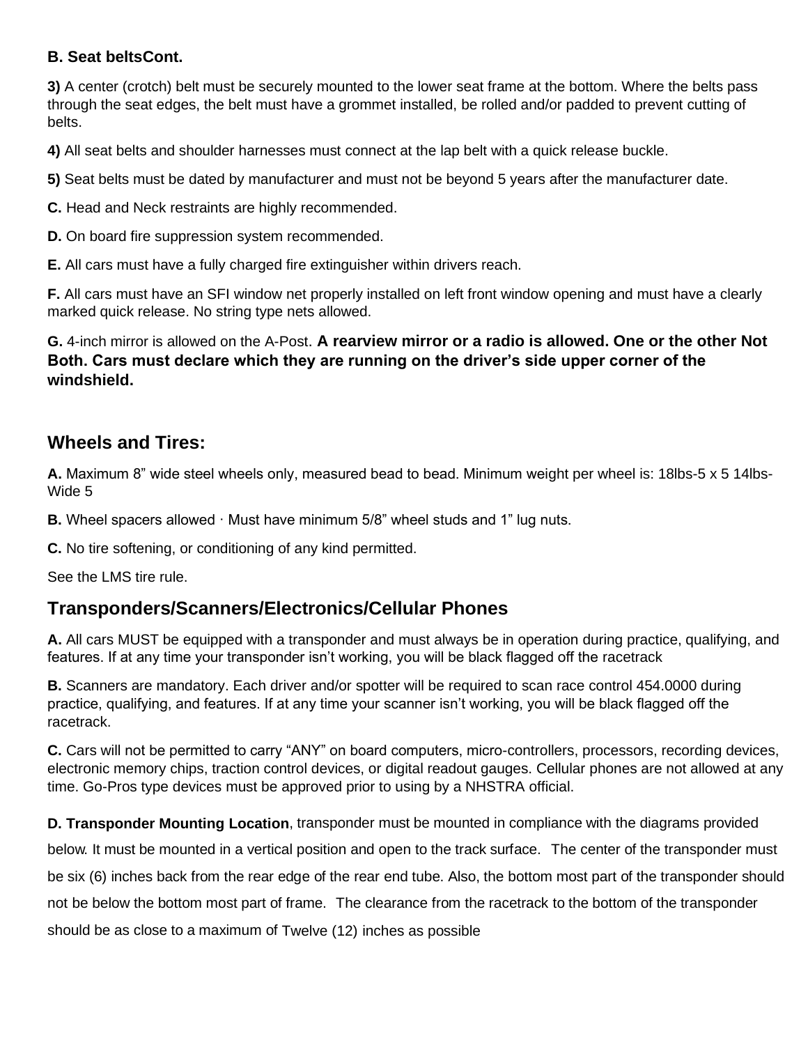**B. Seat beltsCont.**

**3)** A center (crotch) belt must be securely mounted to the lower seat frame at the bottom. Where the belts pass through the seat edges, the belt must have a grommet installed, be rolled and/or padded to prevent cutting of belts.

**4)** All seat belts and shoulder harnesses must connect at the lap belt with a quick release buckle.

**5)** Seat belts must be dated by manufacturer and must not be beyond 5 years after the manufacturer date.

**C.** Head and Neck restraints are highly recommended.

**D.** On board fire suppression system recommended.

**E.** All cars must have a fully charged fire extinguisher within drivers reach.

**F.** All cars must have an SFI window net properly installed on left front window opening and must have a clearly marked quick release. No string type nets allowed.

**G.** 4-inch mirror is allowed on the A-Post. **A rearview mirror or a radio is allowed. One or the other Not Both. Cars must declare which they are running on the driver's side upper corner of the windshield.**

## Wheels and Tires:

**A.** Maximum 8" wide steel wheels only, measured bead to bead. Minimum weight per wheel is: 18lbs-5 x 5 14lbs-Wide 5

**B.** Wheel spacers allowed · Must have minimum 5/8" wheel studs and 1" lug nuts.

**C.** No tire softening, or conditioning of any kind permitted.

See the LMS tire rule.

## Transponders/Scanners/Electronics/Cellular Phones

**A.** All cars MUST be equipped with a transponder and must always be in operation during practice, qualifying, and features. If at any time your transponder isn't working, you will be black flagged off the racetrack

**B.** Scanners are mandatory. Each driver and/or spotter will be required to scan race control 454.0000 during practice, qualifying, and features. If at any time your scanner isn't working, you will be black flagged off the racetrack.

**C.** Cars will not be permitted to carry "ANY" on board computers, micro-controllers, processors, recording devices, electronic memory chips, traction control devices, or digital readout gauges. Cellular phones are not allowed at any time. Go-Pros type devices must be approved prior to using by a NHSTRA official.

**D. Transponder Mounting Location**, transponder must be mounted in compliance with the diagrams provided below. It must be mounted in a vertical position and open to the track surface. The center of the transponder must be six (6) inches back from the rear edge of the rear end tube. Also, the bottom most part of the transponder should not be below the bottom most part of frame. The clearance from the racetrack to the bottom of the transponder should be as close to a maximum of Twelve (12) inches as possible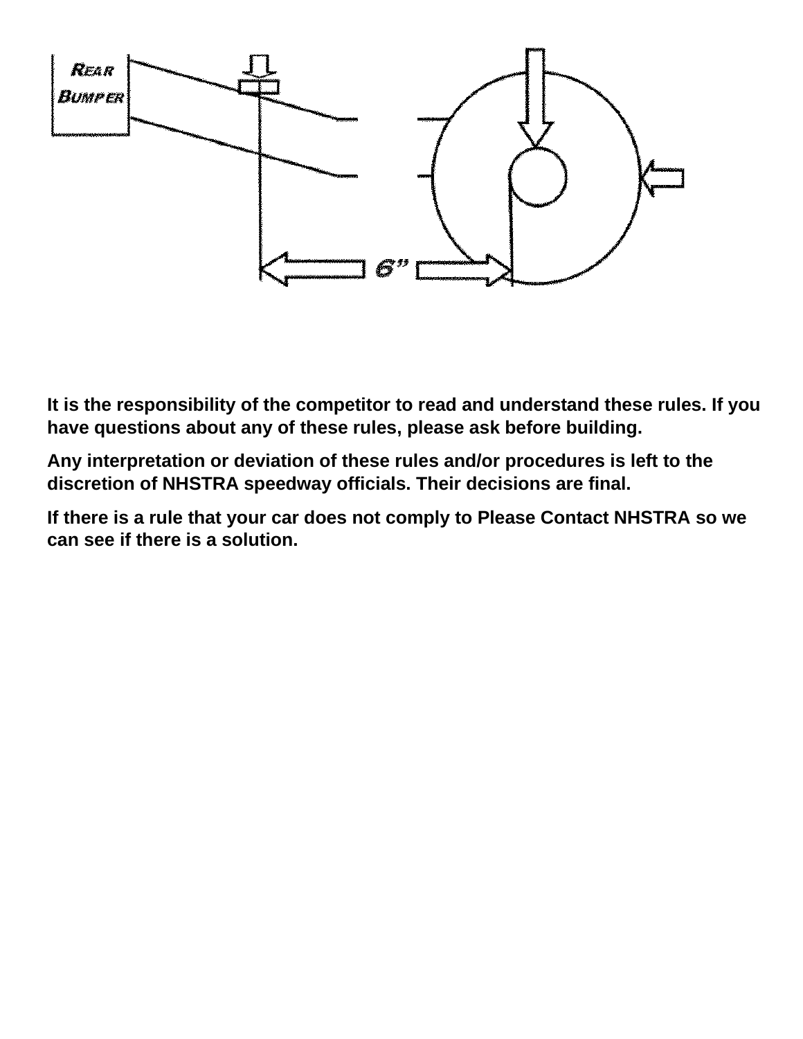REAR BUMPER

6”

**It is the responsibility of the competitor to read and understand these rules. If you have questions about any of these rules, please ask before building.**

**Any interpretation or deviation of these rules and/or procedures is left to the discretion of NHSTRA speedway officials. Their decisions are final.**

**If there is a rule that your car does not comply to Please Contact NHSTRA so we can see if there is a solution.**